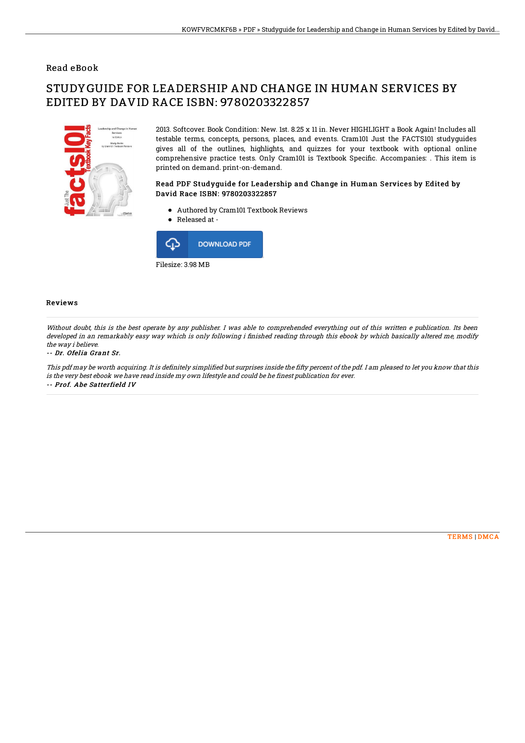Read eBook

# STUDYGUIDE FOR LEADERSHIP AND CHANGE IN HUMAN SERVICES BY EDITED BY DAVID RACE ISBN: 9780203322857

2013. Softcover. Book Condition: New. 1st. 8.25 x 11 in. Never HIGHLIGHT a Book Again! Includes all testable terms, concepts, persons, places, and events. Cram101 Just the FACTS101 studyguides gives all of the outlines, highlights, and quizzes for your textbook with optional online comprehensive practice tests. Only Cram101 is Textbook Specific. Accompanies: . This item is printed on demand. print-on-demand.

### Read PDF Studyguide for Leadership and Change in Human Services by Edited by David Race ISBN: 9780203322857

- Authored by Cram101 Textbook Reviews
- Released at -

DOWNLOAD PDF

Filesize: 3.98 MB

## Reviews

*Without doubt, this is the best operate by any publisher. I was able to comprehended everything out of this written e publication. Its been developed in an remarkably easy way which is only following i finished reading through this ebook by which basically altered me, modify the way i believe.*

*-- Dr. Ofelia Grant Sr.*

*This pdf may be worth acquiring. It is definitely simplified but surprises inside the fifty percent of the pdf. I am pleased to let you know that this is the very best ebook we have read inside my own lifestyle and could be he finest publication for ever.*

*-- Prof. Abe Satterfield IV*

TERMS | DMCA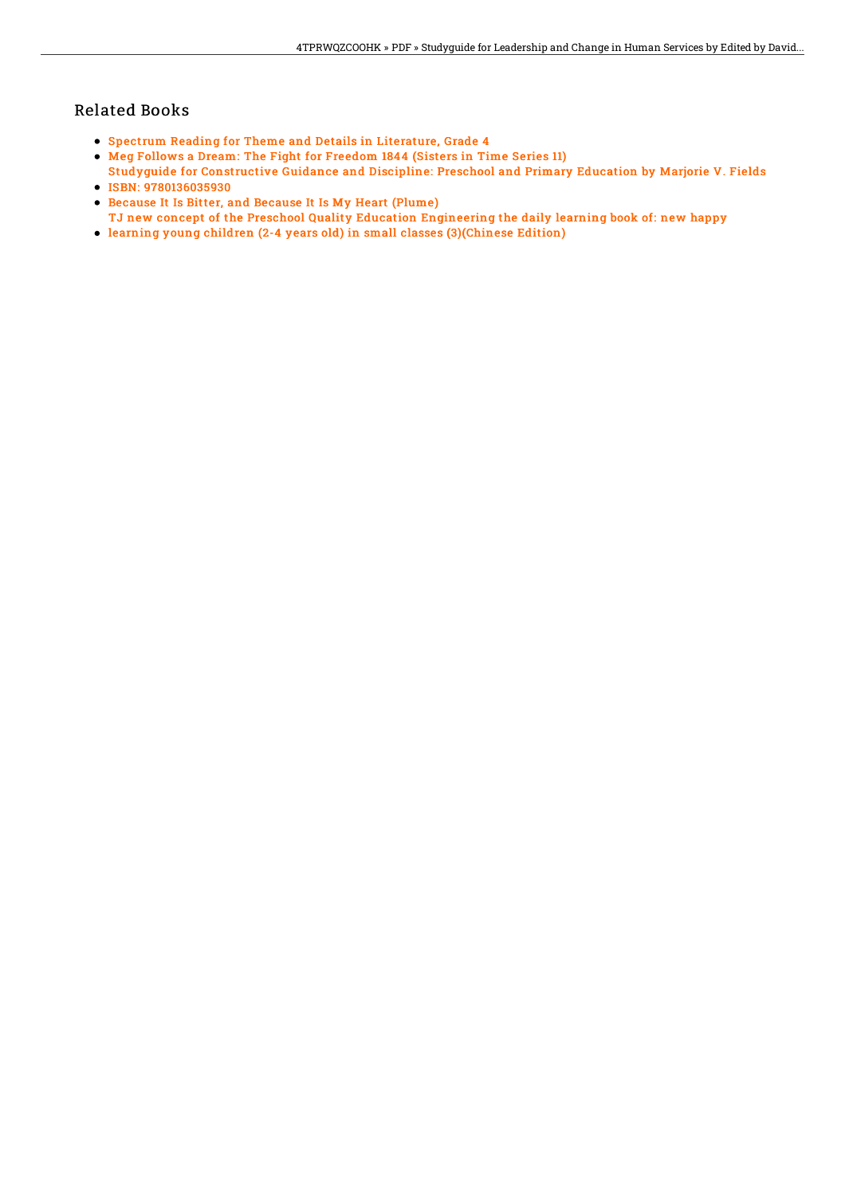## Related Books

- Spectrum Reading for Theme and Details in Literature, Grade 4
- Meg Follows a Dream: The Fight for Freedom 1844 (Sisters in Time Series 11)
- Studyguide for Constructive Guidance and Discipline: Preschool and Primary Education by Marjorie V. Fields ISBN: 9780136035930
- Because It Is Bitter, and Because It Is My Heart (Plume)
- TJ new concept of the Preschool Quality Education Engineering the daily learning book of: new happy learning young children (2-4 years old) in small classes (3)(Chinese Edition)